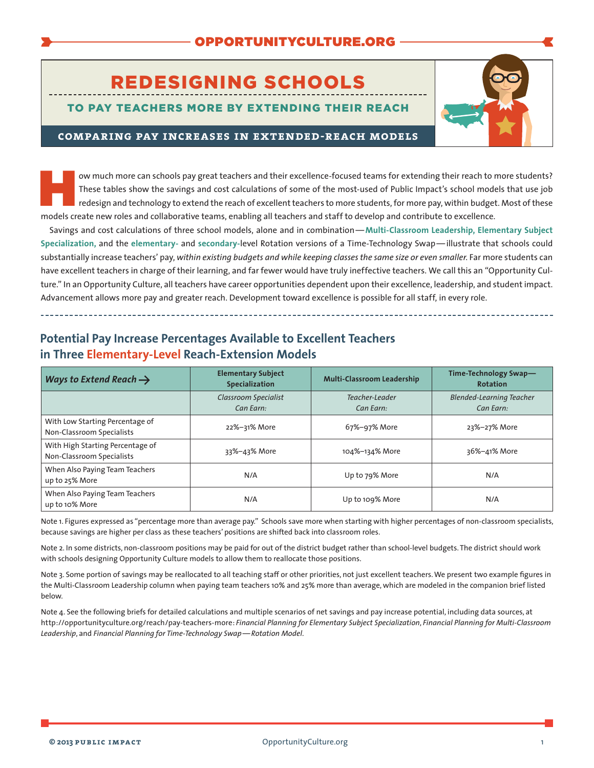OPPORTUNITYCULTURE.ORG

# REDESIGNING SCHOOLS

## TO PAY TEACHERS MORE BY EXTENDING THEIR REACH

### COMPARING PAY INCREASES IN EXTENDED-REACH MODELS

How much more can schools pay great teachers and their excellence-focused teams for extending their reach to more students? These tables show the savings and cost calculations of some of the most-used of Public Impact's school models that use job redesign and technology to extend the reach of excellent teachers to more students, for more pay, within budget. Most of these models create new roles and collaborative teams, enabling all teachers and staff to develop and contribute to excellence.

Savings and cost calculations of three school models, alone and in combination—**Multi-Classroom Leadership, Elementary Subject Specialization,** and the **elementary-** and **secondary-**level Rotation versions of a Time-Technology Swap—illustrate that schools could substantially increase teachers' pay, *within existing budgets and while keeping classes the same size or even smaller.* Far more students can have excellent teachers in charge of their learning, and far fewer would have truly ineffective teachers. We call this an "Opportunity Culture." In an Opportunity Culture, all teachers have career opportunities dependent upon their excellence, leadership, and student impact. Advancement allows more pay and greater reach. Development toward excellence is possible for all staff, in every role.

## Potential Pay Increase Percentages Available to Excellent Teachers in Three Elementary-Level Reach-Extension Models

| *Ways to Extend Reach →* | Elementary Subject Specialization | Multi-Classroom Leadership | Time-Technology Swap—Rotation |
|---|---|---|---|
| | *Classroom Specialist Can Earn:* | *Teacher-Leader Can Earn:* | *Blended-Learning Teacher Can Earn:* |
| With Low Starting Percentage of Non-Classroom Specialists | 22%–31% More | 67%–97% More | 23%–27% More |
| With High Starting Percentage of Non-Classroom Specialists | 33%–43% More | 104%–134% More | 36%–41% More |
| When Also Paying Team Teachers up to 25% More | N/A | Up to 79% More | N/A |
| When Also Paying Team Teachers up to 10% More | N/A | Up to 109% More | N/A |

Note 1. Figures expressed as "percentage more than average pay." Schools save more when starting with higher percentages of non-classroom specialists, because savings are higher per class as these teachers' positions are shifted back into classroom roles.

Note 2. In some districts, non-classroom positions may be paid for out of the district budget rather than school-level budgets. The district should work with schools designing Opportunity Culture models to allow them to reallocate those positions.

Note 3. Some portion of savings may be reallocated to all teaching staff or other priorities, not just excellent teachers. We present two example figures in the Multi-Classroom Leadership column when paying team teachers 10% and 25% more than average, which are modeled in the companion brief listed below.

Note 4. See the following briefs for detailed calculations and multiple scenarios of net savings and pay increase potential, including data sources, at http://opportunityculture.org/reach/pay-teachers-more: *Financial Planning for Elementary Subject Specialization*, *Financial Planning for Multi-Classroom Leadership*, and *Financial Planning for Time-Technology Swap—Rotation Model*.

© 2013 PUBLIC IMPACT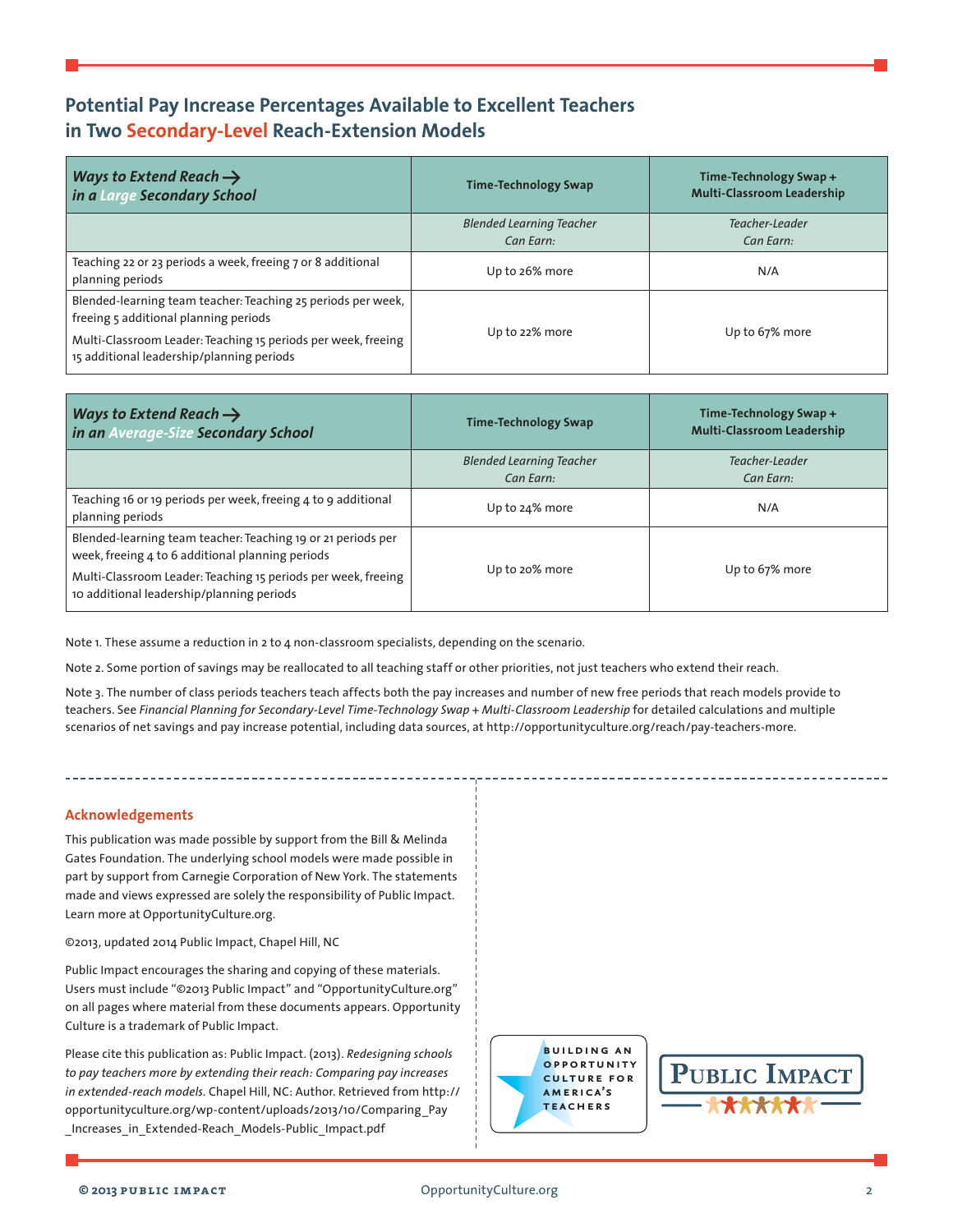## Potential Pay Increase Percentages Available to Excellent Teachers in Two Secondary-Level Reach-Extension Models

| *Ways to Extend Reach →* *in a Large Secondary School* | Time-Technology Swap | Time-Technology Swap + Multi-Classroom Leadership |
|---|---|---|
| | *Blended Learning Teacher Can Earn:* | *Teacher-Leader Can Earn:* |
| Teaching 22 or 23 periods a week, freeing 7 or 8 additional planning periods | Up to 26% more | N/A |
| Blended-learning team teacher: Teaching 25 periods per week, freeing 5 additional planning periods<br>Multi-Classroom Leader: Teaching 15 periods per week, freeing 15 additional leadership/planning periods | Up to 22% more | Up to 67% more |

| *Ways to Extend Reach →* *in an Average-Size Secondary School* | Time-Technology Swap | Time-Technology Swap + Multi-Classroom Leadership |
|---|---|---|
| | *Blended Learning Teacher Can Earn:* | *Teacher-Leader Can Earn:* |
| Teaching 16 or 19 periods per week, freeing 4 to 9 additional planning periods | Up to 24% more | N/A |
| Blended-learning team teacher: Teaching 19 or 21 periods per week, freeing 4 to 6 additional planning periods<br>Multi-Classroom Leader: Teaching 15 periods per week, freeing 10 additional leadership/planning periods | Up to 20% more | Up to 67% more |

Note 1. These assume a reduction in 2 to 4 non-classroom specialists, depending on the scenario.

Note 2. Some portion of savings may be reallocated to all teaching staff or other priorities, not just teachers who extend their reach.

Note 3. The number of class periods teachers teach affects both the pay increases and number of new free periods that reach models provide to teachers. See *Financial Planning for Secondary-Level Time-Technology Swap + Multi-Classroom Leadership* for detailed calculations and multiple scenarios of net savings and pay increase potential, including data sources, at http://opportunityculture.org/reach/pay-teachers-more.

### Acknowledgements

This publication was made possible by support from the Bill & Melinda Gates Foundation. The underlying school models were made possible in part by support from Carnegie Corporation of New York. The statements made and views expressed are solely the responsibility of Public Impact. Learn more at OpportunityCulture.org.

©2013, updated 2014 Public Impact, Chapel Hill, NC

Public Impact encourages the sharing and copying of these materials. Users must include "©2013 Public Impact" and "OpportunityCulture.org" on all pages where material from these documents appears. Opportunity Culture is a trademark of Public Impact.

Please cite this publication as: Public Impact. (2013). *Redesigning schools to pay teachers more by extending their reach: Comparing pay increases in extended-reach models.* Chapel Hill, NC: Author. Retrieved from http://opportunityculture.org/wp-content/uploads/2013/10/Comparing_Pay_Increases_in_Extended-Reach_Models-Public_Impact.pdf

Building an Opportunity Culture for America's Teachers

Public Impact